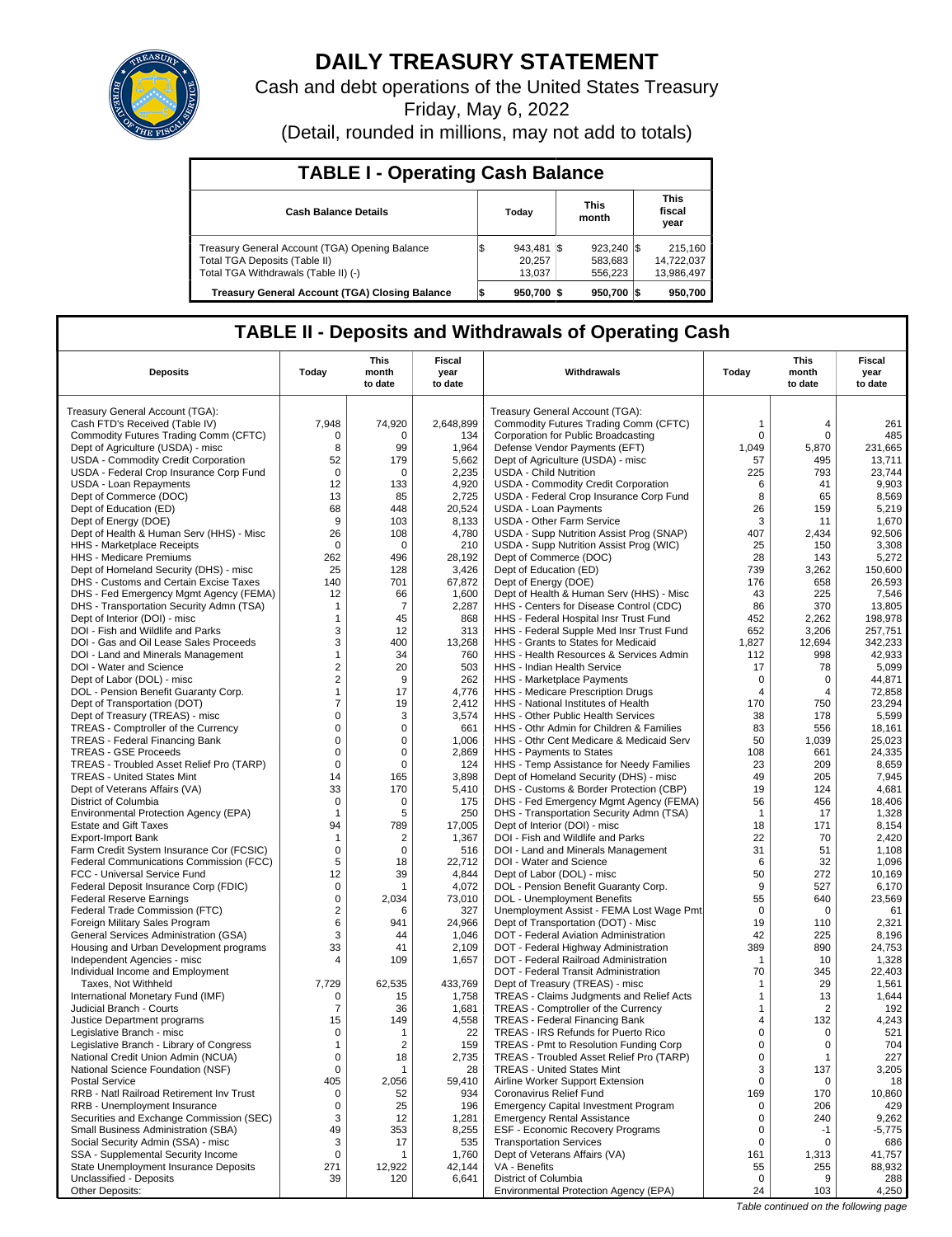# DAILY TREASURY STATEMENT

Cash and debt operations of the United States Treasury

Friday, May 6, 2022

(Detail, rounded in millions, may not add to totals)

## TABLE I - Operating Cash Balance

| Cash Balance Details | Today | This month | This fiscal year |
|---|---|---|---|
| Treasury General Account (TGA) Opening Balance | $ 943,481 | $ 923,240 | $ 215,160 |
| Total TGA Deposits (Table II) | 20,257 | 583,683 | 14,722,037 |
| Total TGA Withdrawals (Table II) (-) | 13,037 | 556,223 | 13,986,497 |
| **Treasury General Account (TGA) Closing Balance** | **$ 950,700** | **$ 950,700** | **$ 950,700** |

## TABLE II - Deposits and Withdrawals of Operating Cash

| Deposits | Today | This month to date | Fiscal year to date | Withdrawals | Today | This month to date | Fiscal year to date |
|---|---|---|---|---|---|---|---|
| Treasury General Account (TGA): | | | | Treasury General Account (TGA): | | | |
| Cash FTD's Received (Table IV) | 7,948 | 74,920 | 2,648,899 | Commodity Futures Trading Comm (CFTC) | 1 | 4 | 261 |
| Commodity Futures Trading Comm (CFTC) | 0 | 0 | 134 | Corporation for Public Broadcasting | 0 | 0 | 485 |
| Dept of Agriculture (USDA) - misc | 8 | 99 | 1,964 | Defense Vendor Payments (EFT) | 1,049 | 5,870 | 231,665 |
| USDA - Commodity Credit Corporation | 52 | 179 | 5,662 | Dept of Agriculture (USDA) - misc | 57 | 495 | 13,711 |
| USDA - Federal Crop Insurance Corp Fund | 0 | 0 | 2,235 | USDA - Child Nutrition | 225 | 793 | 23,744 |
| USDA - Loan Repayments | 12 | 133 | 4,920 | USDA - Commodity Credit Corporation | 6 | 41 | 9,903 |
| Dept of Commerce (DOC) | 13 | 85 | 2,725 | USDA - Federal Crop Insurance Corp Fund | 8 | 65 | 8,569 |
| Dept of Education (ED) | 68 | 448 | 20,524 | USDA - Loan Payments | 26 | 159 | 5,219 |
| Dept of Energy (DOE) | 9 | 103 | 8,133 | USDA - Other Farm Service | 3 | 11 | 1,670 |
| Dept of Health & Human Serv (HHS) - Misc | 26 | 108 | 4,780 | USDA - Supp Nutrition Assist Prog (SNAP) | 407 | 2,434 | 92,506 |
| HHS - Marketplace Receipts | 0 | 0 | 210 | USDA - Supp Nutrition Assist Prog (WIC) | 25 | 150 | 3,308 |
| HHS - Medicare Premiums | 262 | 496 | 28,192 | Dept of Commerce (DOC) | 28 | 143 | 5,272 |
| Dept of Homeland Security (DHS) - misc | 25 | 128 | 3,426 | Dept of Education (ED) | 739 | 3,262 | 150,600 |
| DHS - Customs and Certain Excise Taxes | 140 | 701 | 67,872 | Dept of Energy (DOE) | 176 | 658 | 26,593 |
| DHS - Fed Emergency Mgmt Agency (FEMA) | 12 | 66 | 1,600 | Dept of Health & Human Serv (HHS) - Misc | 43 | 225 | 7,546 |
| DHS - Transportation Security Admn (TSA) | 1 | 7 | 2,287 | HHS - Centers for Disease Control (CDC) | 86 | 370 | 13,805 |
| Dept of Interior (DOI) - misc | 1 | 45 | 868 | HHS - Federal Hospital Insr Trust Fund | 452 | 2,262 | 198,978 |
| DOI - Fish and Wildlife and Parks | 3 | 12 | 313 | HHS - Federal Supple Med Insr Trust Fund | 652 | 3,206 | 257,751 |
| DOI - Gas and Oil Lease Sales Proceeds | 3 | 400 | 13,268 | HHS - Grants to States for Medicaid | 1,827 | 12,694 | 342,233 |
| DOI - Land and Minerals Management | 1 | 34 | 760 | HHS - Health Resources & Services Admin | 112 | 998 | 42,933 |
| DOI - Water and Science | 2 | 20 | 503 | HHS - Indian Health Service | 17 | 78 | 5,099 |
| Dept of Labor (DOL) - misc | 2 | 9 | 262 | HHS - Marketplace Payments | 0 | 0 | 44,871 |
| DOL - Pension Benefit Guaranty Corp. | 1 | 17 | 4,776 | HHS - Medicare Prescription Drugs | 4 | 4 | 72,858 |
| Dept of Transportation (DOT) | 7 | 19 | 2,412 | HHS - National Institutes of Health | 170 | 750 | 23,294 |
| Dept of Treasury (TREAS) - misc | 0 | 3 | 3,574 | HHS - Other Public Health Services | 38 | 178 | 5,599 |
| TREAS - Comptroller of the Currency | 0 | 0 | 661 | HHS - Othr Admin for Children & Families | 83 | 556 | 18,161 |
| TREAS - Federal Financing Bank | 0 | 0 | 1,006 | HHS - Othr Cent Medicare & Medicaid Serv | 50 | 1,039 | 25,023 |
| TREAS - GSE Proceeds | 0 | 0 | 2,869 | HHS - Payments to States | 108 | 661 | 24,335 |
| TREAS - Troubled Asset Relief Pro (TARP) | 0 | 0 | 124 | HHS - Temp Assistance for Needy Families | 23 | 209 | 8,659 |
| TREAS - United States Mint | 14 | 165 | 3,898 | Dept of Homeland Security (DHS) - misc | 49 | 205 | 7,945 |
| Dept of Veterans Affairs (VA) | 33 | 170 | 5,410 | DHS - Customs & Border Protection (CBP) | 19 | 124 | 4,681 |
| District of Columbia | 0 | 0 | 175 | DHS - Fed Emergency Mgmt Agency (FEMA) | 56 | 456 | 18,406 |
| Environmental Protection Agency (EPA) | 1 | 5 | 250 | DHS - Transportation Security Admn (TSA) | 1 | 17 | 1,328 |
| Estate and Gift Taxes | 94 | 789 | 17,005 | Dept of Interior (DOI) - misc | 18 | 171 | 8,154 |
| Export-Import Bank | 1 | 2 | 1,367 | DOI - Fish and Wildlife and Parks | 22 | 70 | 2,420 |
| Farm Credit System Insurance Cor (FCSIC) | 0 | 0 | 516 | DOI - Land and Minerals Management | 31 | 51 | 1,108 |
| Federal Communications Commission (FCC) | 5 | 18 | 22,712 | DOI - Water and Science | 6 | 32 | 1,096 |
| FCC - Universal Service Fund | 12 | 39 | 4,844 | Dept of Labor (DOL) - misc | 50 | 272 | 10,169 |
| Federal Deposit Insurance Corp (FDIC) | 0 | 1 | 4,072 | DOL - Pension Benefit Guaranty Corp. | 9 | 527 | 6,170 |
| Federal Reserve Earnings | 0 | 2,034 | 73,010 | DOL - Unemployment Benefits | 55 | 640 | 23,569 |
| Federal Trade Commission (FTC) | 2 | 6 | 327 | Unemployment Assist - FEMA Lost Wage Pmt | 0 | 0 | 61 |
| Foreign Military Sales Program | 6 | 941 | 24,966 | Dept of Transportation (DOT) - Misc | 19 | 110 | 2,321 |
| General Services Administration (GSA) | 3 | 44 | 1,046 | DOT - Federal Aviation Administration | 42 | 225 | 8,196 |
| Housing and Urban Development programs | 33 | 41 | 2,109 | DOT - Federal Highway Administration | 389 | 890 | 24,753 |
| Independent Agencies - misc | 4 | 109 | 1,657 | DOT - Federal Railroad Administration | 1 | 10 | 1,328 |
| Individual Income and Employment | | | | DOT - Federal Transit Administration | 70 | 345 | 22,403 |
| Taxes, Not Withheld | 7,729 | 62,535 | 433,769 | Dept of Treasury (TREAS) - misc | 1 | 29 | 1,561 |
| International Monetary Fund (IMF) | 0 | 15 | 1,758 | TREAS - Claims Judgments and Relief Acts | 1 | 13 | 1,644 |
| Judicial Branch - Courts | 7 | 36 | 1,681 | TREAS - Comptroller of the Currency | 1 | 2 | 192 |
| Justice Department programs | 15 | 149 | 4,558 | TREAS - Federal Financing Bank | 4 | 132 | 4,243 |
| Legislative Branch - misc | 0 | 1 | 22 | TREAS - IRS Refunds for Puerto Rico | 0 | 0 | 521 |
| Legislative Branch - Library of Congress | 1 | 2 | 159 | TREAS - Pmt to Resolution Funding Corp | 0 | 0 | 704 |
| National Credit Union Admin (NCUA) | 0 | 18 | 2,735 | TREAS - Troubled Asset Relief Pro (TARP) | 0 | 1 | 227 |
| National Science Foundation (NSF) | 0 | 1 | 28 | TREAS - United States Mint | 3 | 137 | 3,205 |
| Postal Service | 405 | 2,056 | 59,410 | Airline Worker Support Extension | 0 | 0 | 18 |
| RRB - Natl Railroad Retirement Inv Trust | 0 | 52 | 934 | Coronavirus Relief Fund | 169 | 170 | 10,860 |
| RRB - Unemployment Insurance | 0 | 25 | 196 | Emergency Capital Investment Program | 0 | 206 | 429 |
| Securities and Exchange Commission (SEC) | 3 | 12 | 1,281 | Emergency Rental Assistance | 0 | 240 | 9,262 |
| Small Business Administration (SBA) | 49 | 353 | 8,255 | ESF - Economic Recovery Programs | 0 | -1 | -5,775 |
| Social Security Admin (SSA) - misc | 3 | 17 | 535 | Transportation Services | 0 | 0 | 686 |
| SSA - Supplemental Security Income | 0 | 1 | 1,760 | Dept of Veterans Affairs (VA) | 161 | 1,313 | 41,757 |
| State Unemployment Insurance Deposits | 271 | 12,922 | 42,144 | VA - Benefits | 55 | 255 | 88,932 |
| Unclassified - Deposits | 39 | 120 | 6,641 | District of Columbia | 0 | 9 | 288 |
| Other Deposits: | | | | Environmental Protection Agency (EPA) | 24 | 103 | 4,250 |

*Table continued on the following page*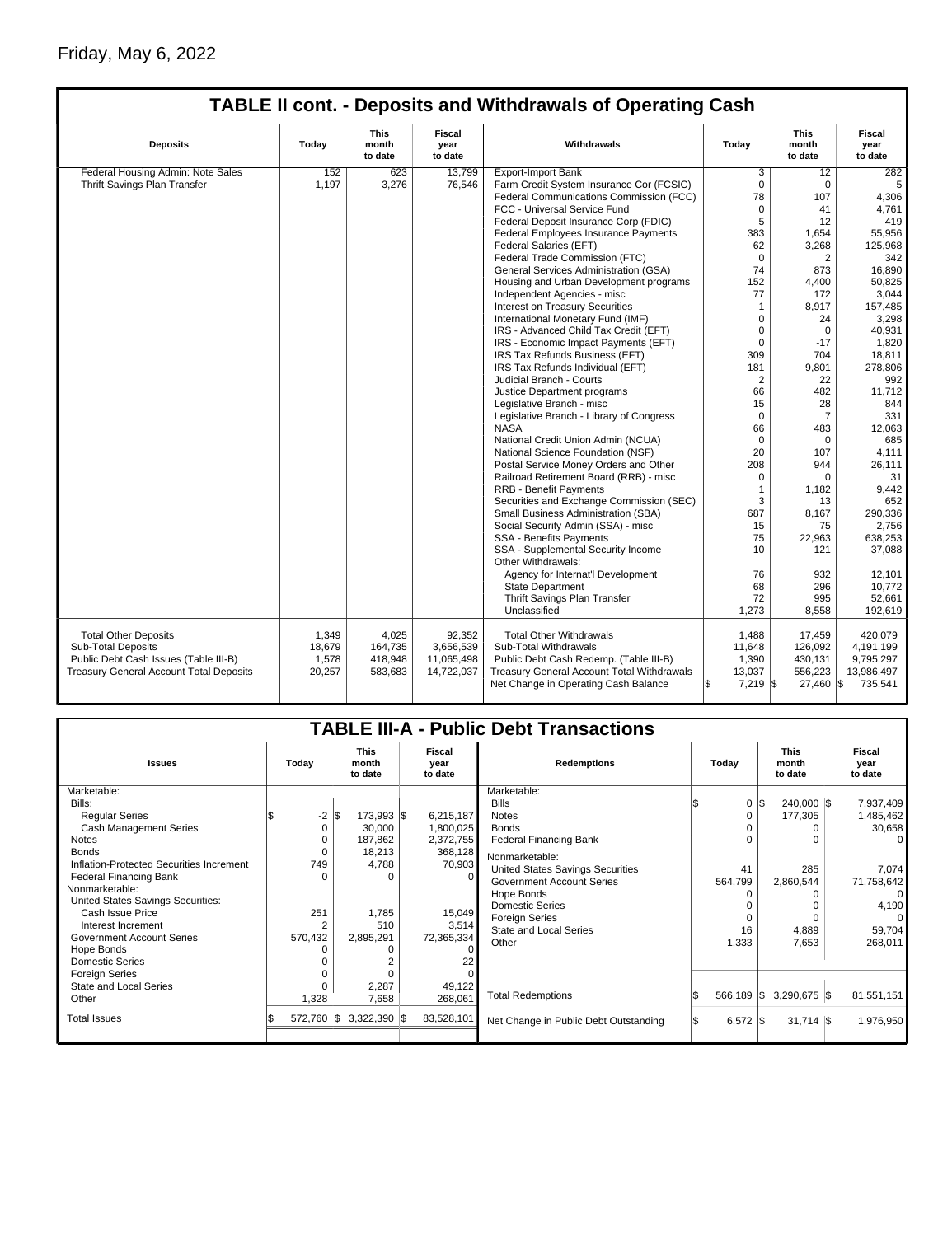Friday, May 6, 2022

## TABLE II cont. - Deposits and Withdrawals of Operating Cash

| Deposits | Today | This month to date | Fiscal year to date | Withdrawals | Today | This month to date | Fiscal year to date |
|---|---|---|---|---|---|---|---|
| Federal Housing Admin: Note Sales | 152 | 623 | 13,799 | Export-Import Bank | 3 | 12 | 282 |
| Thrift Savings Plan Transfer | 1,197 | 3,276 | 76,546 | Farm Credit System Insurance Cor (FCSIC) | 0 | 0 | 5 |
| | | | | Federal Communications Commission (FCC) | 78 | 107 | 4,306 |
| | | | | FCC - Universal Service Fund | 0 | 41 | 4,761 |
| | | | | Federal Deposit Insurance Corp (FDIC) | 5 | 12 | 419 |
| | | | | Federal Employees Insurance Payments | 383 | 1,654 | 55,956 |
| | | | | Federal Salaries (EFT) | 62 | 3,268 | 125,968 |
| | | | | Federal Trade Commission (FTC) | 0 | 2 | 342 |
| | | | | General Services Administration (GSA) | 74 | 873 | 16,890 |
| | | | | Housing and Urban Development programs | 152 | 4,400 | 50,825 |
| | | | | Independent Agencies - misc | 77 | 172 | 3,044 |
| | | | | Interest on Treasury Securities | 1 | 8,917 | 157,485 |
| | | | | International Monetary Fund (IMF) | 0 | 24 | 3,298 |
| | | | | IRS - Advanced Child Tax Credit (EFT) | 0 | 0 | 40,931 |
| | | | | IRS - Economic Impact Payments (EFT) | 0 | -17 | 1,820 |
| | | | | IRS Tax Refunds Business (EFT) | 309 | 704 | 18,811 |
| | | | | IRS Tax Refunds Individual (EFT) | 181 | 9,801 | 278,806 |
| | | | | Judicial Branch - Courts | 2 | 22 | 992 |
| | | | | Justice Department programs | 66 | 482 | 11,712 |
| | | | | Legislative Branch - misc | 15 | 28 | 844 |
| | | | | Legislative Branch - Library of Congress | 0 | 7 | 331 |
| | | | | NASA | 66 | 483 | 12,063 |
| | | | | National Credit Union Admin (NCUA) | 0 | 0 | 685 |
| | | | | National Science Foundation (NSF) | 20 | 107 | 4,111 |
| | | | | Postal Service Money Orders and Other | 208 | 944 | 26,111 |
| | | | | Railroad Retirement Board (RRB) - misc | 0 | 0 | 31 |
| | | | | RRB - Benefit Payments | 1 | 1,182 | 9,442 |
| | | | | Securities and Exchange Commission (SEC) | 3 | 13 | 652 |
| | | | | Small Business Administration (SBA) | 687 | 8,167 | 290,336 |
| | | | | Social Security Admin (SSA) - misc | 15 | 75 | 2,756 |
| | | | | SSA - Benefits Payments | 75 | 22,963 | 638,253 |
| | | | | SSA - Supplemental Security Income | 10 | 121 | 37,088 |
| | | | | Other Withdrawals: | | | |
| | | | | Agency for Internat'l Development | 76 | 932 | 12,101 |
| | | | | State Department | 68 | 296 | 10,772 |
| | | | | Thrift Savings Plan Transfer | 72 | 995 | 52,661 |
| | | | | Unclassified | 1,273 | 8,558 | 192,619 |
| Total Other Deposits | 1,349 | 4,025 | 92,352 | Total Other Withdrawals | 1,488 | 17,459 | 420,079 |
| Sub-Total Deposits | 18,679 | 164,735 | 3,656,539 | Sub-Total Withdrawals | 11,648 | 126,092 | 4,191,199 |
| Public Debt Cash Issues (Table III-B) | 1,578 | 418,948 | 11,065,498 | Public Debt Cash Redemp. (Table III-B) | 1,390 | 430,131 | 9,795,297 |
| Treasury General Account Total Deposits | 20,257 | 583,683 | 14,722,037 | Treasury General Account Total Withdrawals | 13,037 | 556,223 | 13,986,497 |
| | | | | Net Change in Operating Cash Balance | $ 7,219 | $ 27,460 | $ 735,541 |

## TABLE III-A - Public Debt Transactions

| Issues | Today | This month to date | Fiscal year to date | Redemptions | Today | This month to date | Fiscal year to date |
|---|---|---|---|---|---|---|---|
| Marketable: | | | | Marketable: | | | |
| Bills: | | | | Bills | $ 0 | $ 240,000 | $ 7,937,409 |
| Regular Series | $ -2 | $ 173,993 | $ 6,215,187 | Notes | 0 | 177,305 | 1,485,462 |
| Cash Management Series | 0 | 30,000 | 1,800,025 | Bonds | 0 | 0 | 30,658 |
| Notes | 0 | 187,862 | 2,372,755 | Federal Financing Bank | 0 | 0 | 0 |
| Bonds | 0 | 18,213 | 368,128 | Nonmarketable: | | | |
| Inflation-Protected Securities Increment | 749 | 4,788 | 70,903 | United States Savings Securities | 41 | 285 | 7,074 |
| Federal Financing Bank | 0 | 0 | 0 | Government Account Series | 564,799 | 2,860,544 | 71,758,642 |
| Nonmarketable: | | | | Hope Bonds | 0 | 0 | 0 |
| United States Savings Securities: | | | | Domestic Series | 0 | 0 | 4,190 |
| Cash Issue Price | 251 | 1,785 | 15,049 | Foreign Series | 0 | 0 | 0 |
| Interest Increment | 2 | 510 | 3,514 | State and Local Series | 16 | 4,889 | 59,704 |
| Government Account Series | 570,432 | 2,895,291 | 72,365,334 | Other | 1,333 | 7,653 | 268,011 |
| Hope Bonds | 0 | 0 | 0 | | | | |
| Domestic Series | 0 | 2 | 22 | | | | |
| Foreign Series | 0 | 0 | 0 | | | | |
| State and Local Series | 0 | 2,287 | 49,122 | Total Redemptions | $ 566,189 | $ 3,290,675 | $ 81,551,151 |
| Other | 1,328 | 7,658 | 268,061 | | | | |
| Total Issues | $ 572,760 | $ 3,322,390 | $ 83,528,101 | Net Change in Public Debt Outstanding | $ 6,572 | $ 31,714 | $ 1,976,950 |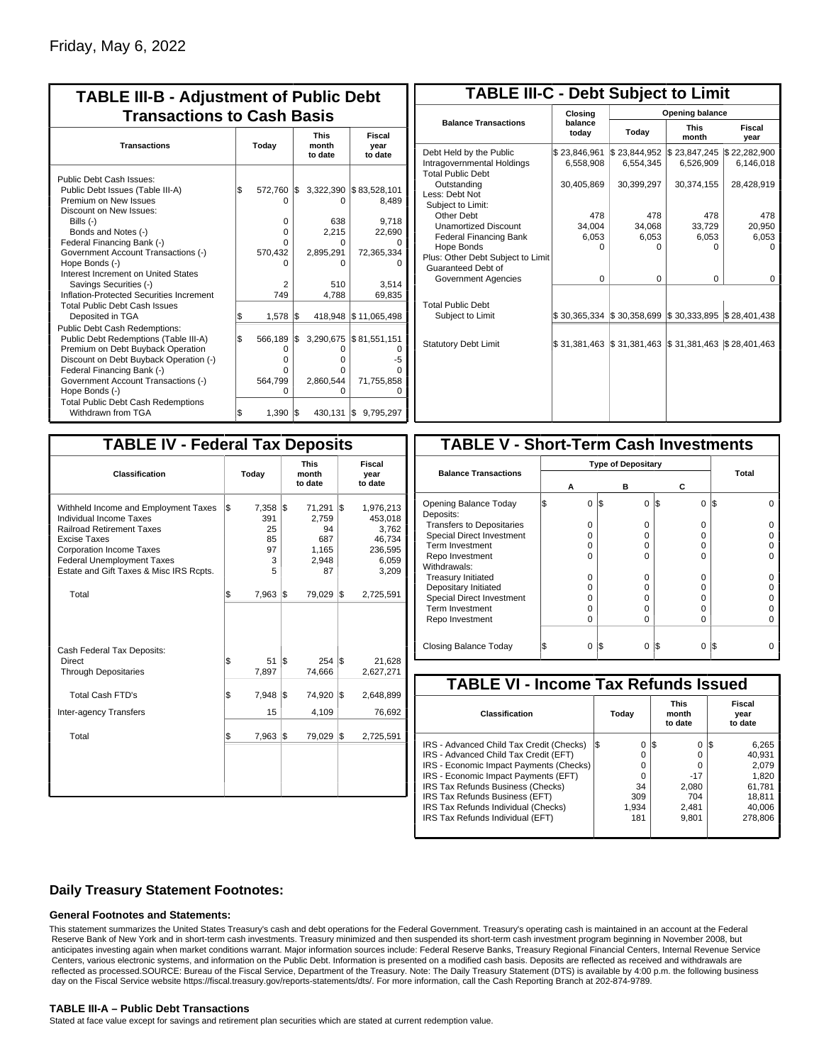Friday, May 6, 2022

## TABLE III-B - Adjustment of Public Debt Transactions to Cash Basis

| Transactions | Today | This month to date | Fiscal year to date |
|---|---|---|---|
| Public Debt Cash Issues: | | | |
| Public Debt Issues (Table III-A) | $ 572,760 | $ 3,322,390 | $ 83,528,101 |
| Premium on New Issues | 0 | 0 | 8,489 |
| Discount on New Issues: | | | |
| Bills (-) | 0 | 638 | 9,718 |
| Bonds and Notes (-) | 0 | 2,215 | 22,690 |
| Federal Financing Bank (-) | 0 | 0 | 0 |
| Government Account Transactions (-) | 570,432 | 2,895,291 | 72,365,334 |
| Hope Bonds (-) | 0 | 0 | 0 |
| Interest Increment on United States Savings Securities (-) | 2 | 510 | 3,514 |
| Inflation-Protected Securities Increment | 749 | 4,788 | 69,835 |
| Total Public Debt Cash Issues Deposited in TGA | $ 1,578 | $ 418,948 | $ 11,065,498 |
| Public Debt Cash Redemptions: | | | |
| Public Debt Redemptions (Table III-A) | $ 566,189 | $ 3,290,675 | $ 81,551,151 |
| Premium on Debt Buyback Operation | 0 | 0 | 0 |
| Discount on Debt Buyback Operation (-) | 0 | 0 | -5 |
| Federal Financing Bank (-) | 0 | 0 | 0 |
| Government Account Transactions (-) | 564,799 | 2,860,544 | 71,755,858 |
| Hope Bonds (-) | 0 | 0 | 0 |
| Total Public Debt Cash Redemptions Withdrawn from TGA | $ 1,390 | $ 430,131 | $ 9,795,297 |

## TABLE III-C - Debt Subject to Limit

| Balance Transactions | Closing balance today | Opening balance Today | Opening balance This month | Opening balance Fiscal year |
|---|---|---|---|---|
| Debt Held by the Public | $ 23,846,961 | $ 23,844,952 | $ 23,847,245 | $ 22,282,900 |
| Intragovernmental Holdings | 6,558,908 | 6,554,345 | 6,526,909 | 6,146,018 |
| Total Public Debt Outstanding | 30,405,869 | 30,399,297 | 30,374,155 | 28,428,919 |
| Less: Debt Not Subject to Limit: | | | | |
| Other Debt | 478 | 478 | 478 | 478 |
| Unamortized Discount | 34,004 | 34,068 | 33,729 | 20,950 |
| Federal Financing Bank | 6,053 | 6,053 | 6,053 | 6,053 |
| Hope Bonds | 0 | 0 | 0 | 0 |
| Plus: Other Debt Subject to Limit Guaranteed Debt of Government Agencies | 0 | 0 | 0 | 0 |
| Total Public Debt Subject to Limit | $ 30,365,334 | $ 30,358,699 | $ 30,333,895 | $ 28,401,438 |
| Statutory Debt Limit | $ 31,381,463 | $ 31,381,463 | $ 31,381,463 | $ 28,401,463 |

## TABLE IV - Federal Tax Deposits

| Classification | Today | This month to date | Fiscal year to date |
|---|---|---|---|
| Withheld Income and Employment Taxes | $ 7,358 | $ 71,291 | $ 1,976,213 |
| Individual Income Taxes | 391 | 2,759 | 453,018 |
| Railroad Retirement Taxes | 25 | 94 | 3,762 |
| Excise Taxes | 85 | 687 | 46,734 |
| Corporation Income Taxes | 97 | 1,165 | 236,595 |
| Federal Unemployment Taxes | 3 | 2,948 | 6,059 |
| Estate and Gift Taxes & Misc IRS Rcpts. | 5 | 87 | 3,209 |
| Total | $ 7,963 | $ 79,029 | $ 2,725,591 |
| Cash Federal Tax Deposits: | | | |
| Direct | $ 51 | $ 254 | $ 21,628 |
| Through Depositaries | 7,897 | 74,666 | 2,627,271 |
| Total Cash FTD's | $ 7,948 | $ 74,920 | $ 2,648,899 |
| Inter-agency Transfers | 15 | 4,109 | 76,692 |
| Total | $ 7,963 | $ 79,029 | $ 2,725,591 |

## TABLE V - Short-Term Cash Investments

| Balance Transactions | Type of Depositary A | Type of Depositary B | Type of Depositary C | Total |
|---|---|---|---|---|
| Opening Balance Today | $ 0 | $ 0 | $ 0 | $ 0 |
| Deposits: | | | | |
| Transfers to Depositaries | 0 | 0 | 0 | 0 |
| Special Direct Investment | 0 | 0 | 0 | 0 |
| Term Investment | 0 | 0 | 0 | 0 |
| Repo Investment | 0 | 0 | 0 | 0 |
| Withdrawals: | | | | |
| Treasury Initiated | 0 | 0 | 0 | 0 |
| Depositary Initiated | 0 | 0 | 0 | 0 |
| Special Direct Investment | 0 | 0 | 0 | 0 |
| Term Investment | 0 | 0 | 0 | 0 |
| Repo Investment | 0 | 0 | 0 | 0 |
| Closing Balance Today | $ 0 | $ 0 | $ 0 | $ 0 |

## TABLE VI - Income Tax Refunds Issued

| Classification | Today | This month to date | Fiscal year to date |
|---|---|---|---|
| IRS - Advanced Child Tax Credit (Checks) | $ 0 | $ 0 | $ 6,265 |
| IRS - Advanced Child Tax Credit (EFT) | 0 | 0 | 40,931 |
| IRS - Economic Impact Payments (Checks) | 0 | 0 | 2,079 |
| IRS - Economic Impact Payments (EFT) | 0 | -17 | 1,820 |
| IRS Tax Refunds Business (Checks) | 34 | 2,080 | 61,781 |
| IRS Tax Refunds Business (EFT) | 309 | 704 | 18,811 |
| IRS Tax Refunds Individual (Checks) | 1,934 | 2,481 | 40,006 |
| IRS Tax Refunds Individual (EFT) | 181 | 9,801 | 278,806 |

## Daily Treasury Statement Footnotes:

### General Footnotes and Statements:

This statement summarizes the United States Treasury's cash and debt operations for the Federal Government. Treasury's operating cash is maintained in an account at the Federal Reserve Bank of New York and in short-term cash investments. Treasury minimized and then suspended its short-term cash investment program beginning in November 2008, but anticipates investing again when market conditions warrant. Major information sources include: Federal Reserve Banks, Treasury Regional Financial Centers, Internal Revenue Service Centers, various electronic systems, and information on the Public Debt. Information is presented on a modified cash basis. Deposits are reflected as received and withdrawals are reflected as processed.SOURCE: Bureau of the Fiscal Service, Department of the Treasury. Note: The Daily Treasury Statement (DTS) is available by 4:00 p.m. the following business day on the Fiscal Service website https://fiscal.treasury.gov/reports-statements/dts/. For more information, call the Cash Reporting Branch at 202-874-9789.

### TABLE III-A – Public Debt Transactions

Stated at face value except for savings and retirement plan securities which are stated at current redemption value.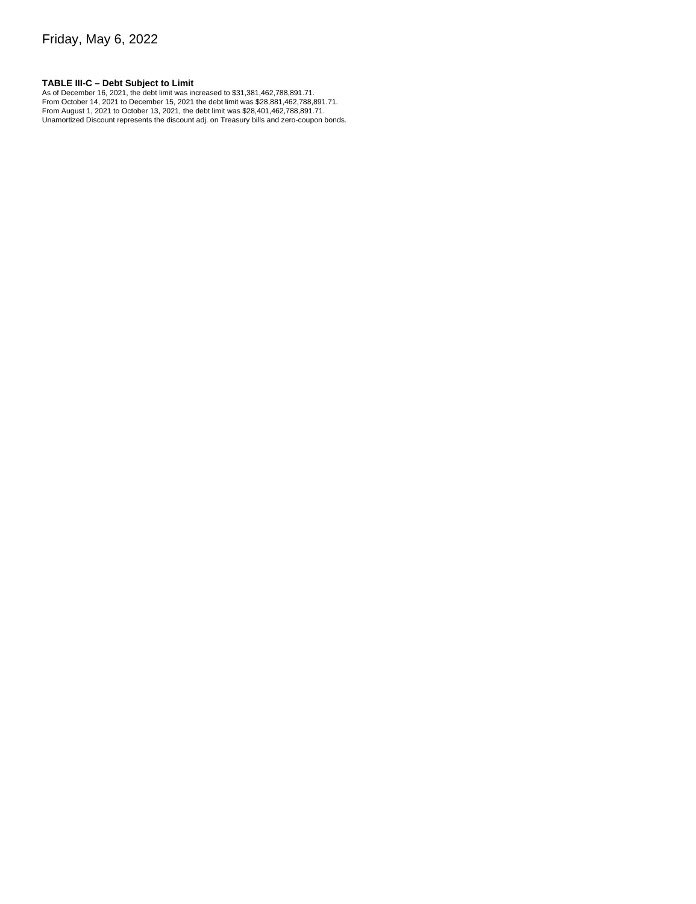Friday, May 6, 2022

**TABLE III-C – Debt Subject to Limit**

As of December 16, 2021, the debt limit was increased to $31,381,462,788,891.71.
From October 14, 2021 to December 15, 2021 the debt limit was $28,881,462,788,891.71.
From August 1, 2021 to October 13, 2021, the debt limit was $28,401,462,788,891.71.
Unamortized Discount represents the discount adj. on Treasury bills and zero-coupon bonds.